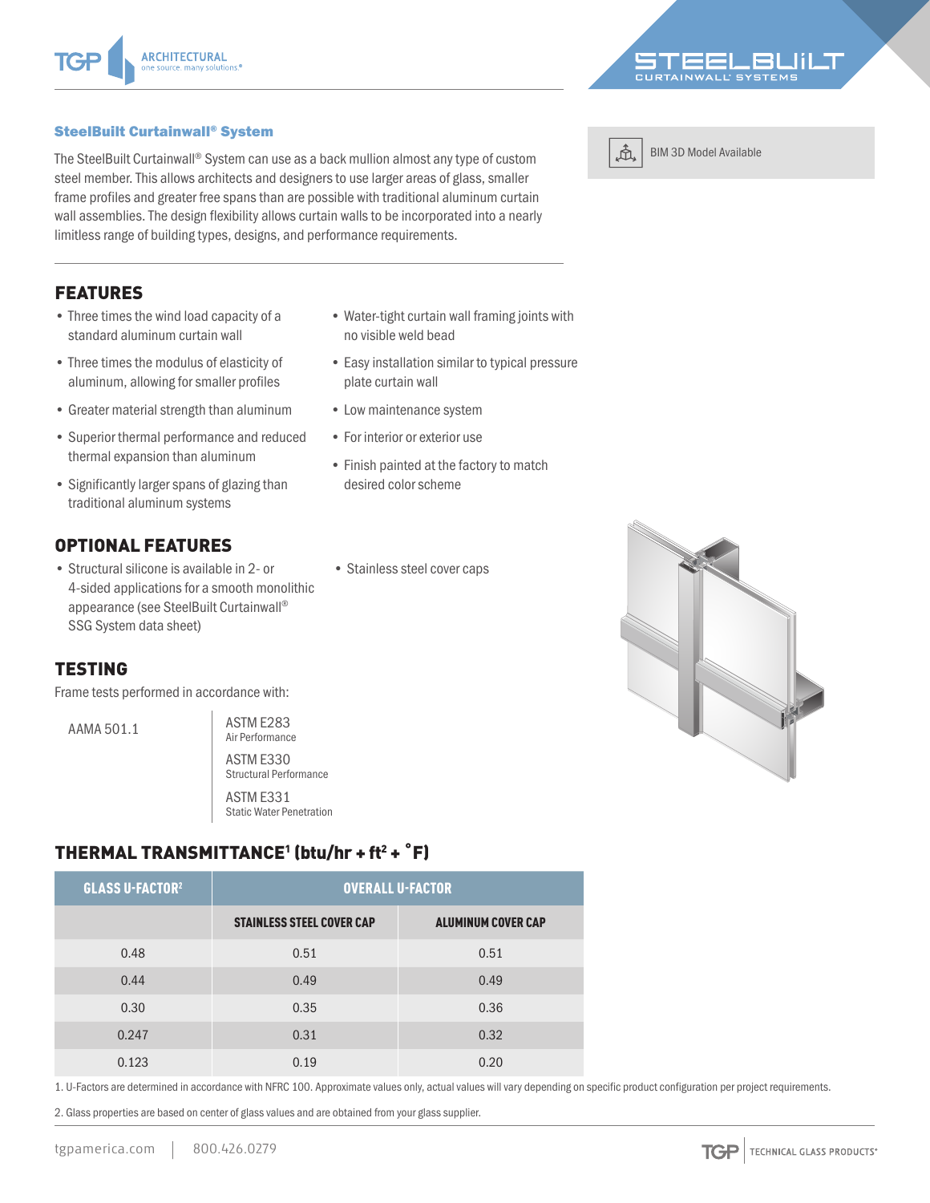## SteelBuilt Curtainwall® System

The SteelBuilt Curtainwall® System can use as a back mullion almost any type of custom steel member. This allows architects and designers to use larger areas of glass, smaller frame profiles and greater free spans than are possible with traditional aluminum curtain wall assemblies. The design flexibility allows curtain walls to be incorporated into a nearly limitless range of building types, designs, and performance requirements.

BIM 3D Model Available

## FEATURES

- Three times the wind load capacity of a standard aluminum curtain wall
- Three times the modulus of elasticity of aluminum, allowing for smaller profiles
- Greater material strength than aluminum
- Superior thermal performance and reduced thermal expansion than aluminum
- Significantly larger spans of glazing than traditional aluminum systems
- Water-tight curtain wall framing joints with no visible weld bead
- Easy installation similar to typical pressure plate curtain wall
- Low maintenance system
- For interior or exterior use
- Finish painted at the factory to match desired color scheme

## OPTIONAL FEATURES

- Structural silicone is available in 2- or 4-sided applications for a smooth monolithic appearance (see SteelBuilt Curtainwall® SSG System data sheet)
- Stainless steel cover caps

## TESTING

Frame tests performed in accordance with:

AAMA 501.1

ASTM E283
Air Performance

ASTM E330
Structural Performance

ASTM E331
Static Water Penetration

## THERMAL TRANSMITTANCE[1] (btu/hr + ft² + °F)

| GLASS U-FACTOR[2] | OVERALL U-FACTOR | |
|---|---|---|
| | STAINLESS STEEL COVER CAP | ALUMINUM COVER CAP |
| 0.48 | 0.51 | 0.51 |
| 0.44 | 0.49 | 0.49 |
| 0.30 | 0.35 | 0.36 |
| 0.247 | 0.31 | 0.32 |
| 0.123 | 0.19 | 0.20 |

1. U-Factors are determined in accordance with NFRC 100. Approximate values only, actual values will vary depending on specific product configuration per project requirements.

2. Glass properties are based on center of glass values and are obtained from your glass supplier.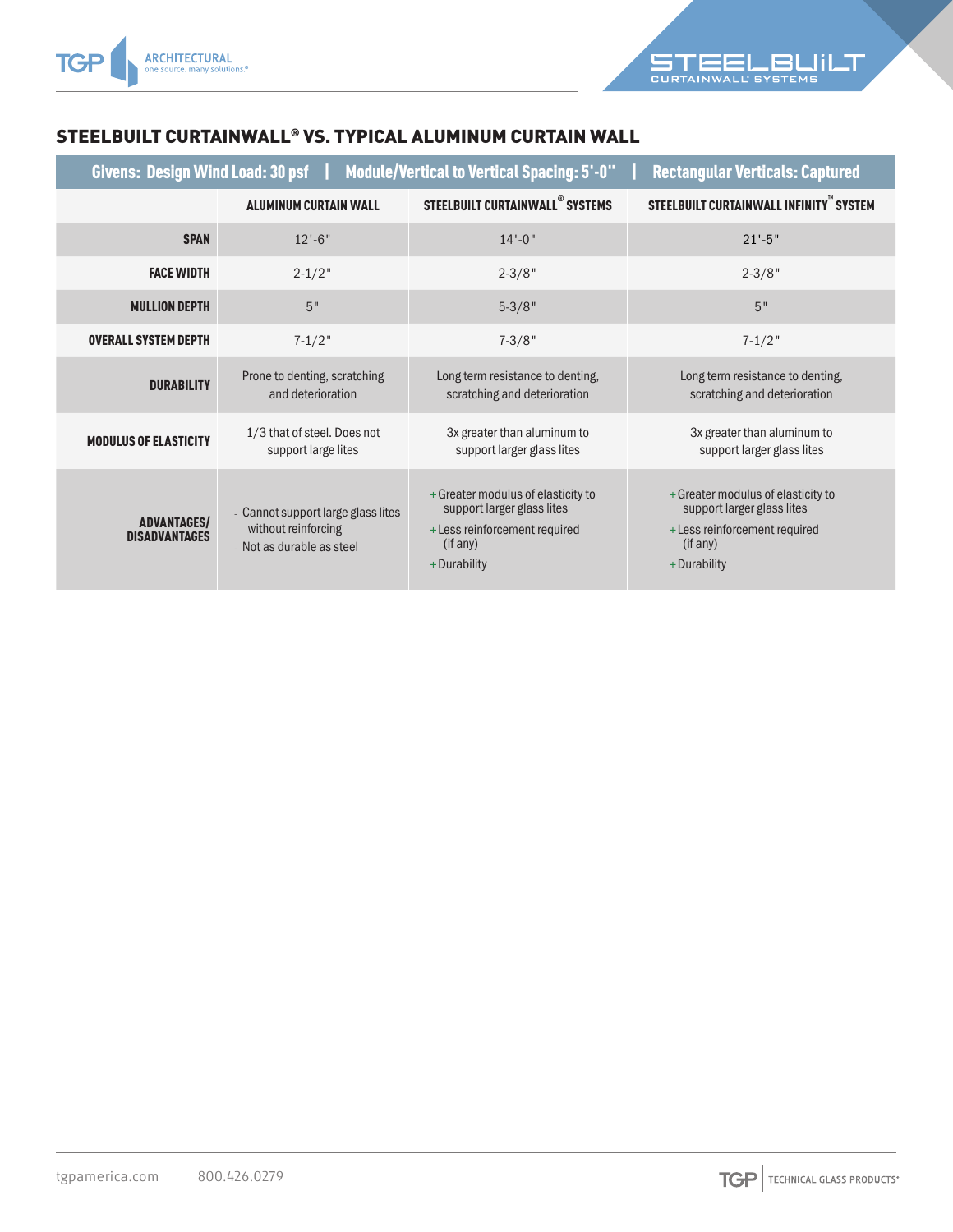## STEELBUILT CURTAINWALL® VS. TYPICAL ALUMINUM CURTAIN WALL

| Givens: Design Wind Load: 30 psf &#124; Module/Vertical to Vertical Spacing: 5'-0" &#124; Rectangular Verticals: Captured | | | |
|---|---|---|---|
| | **ALUMINUM CURTAIN WALL** | **STEELBUILT CURTAINWALL® SYSTEMS** | **STEELBUILT CURTAINWALL INFINITY™ SYSTEM** |
| **SPAN** | 12'-6" | 14'-0" | 21'-5" |
| **FACE WIDTH** | 2-1/2" | 2-3/8" | 2-3/8" |
| **MULLION DEPTH** | 5" | 5-3/8" | 5" |
| **OVERALL SYSTEM DEPTH** | 7-1/2" | 7-3/8" | 7-1/2" |
| **DURABILITY** | Prone to denting, scratching and deterioration | Long term resistance to denting, scratching and deterioration | Long term resistance to denting, scratching and deterioration |
| **MODULUS OF ELASTICITY** | 1/3 that of steel. Does not support large lites | 3x greater than aluminum to support larger glass lites | 3x greater than aluminum to support larger glass lites |
| **ADVANTAGES/ DISADVANTAGES** | - Cannot support large glass lites without reinforcing<br>- Not as durable as steel | + Greater modulus of elasticity to support larger glass lites<br>+ Less reinforcement required (if any)<br>+ Durability | + Greater modulus of elasticity to support larger glass lites<br>+ Less reinforcement required (if any)<br>+ Durability |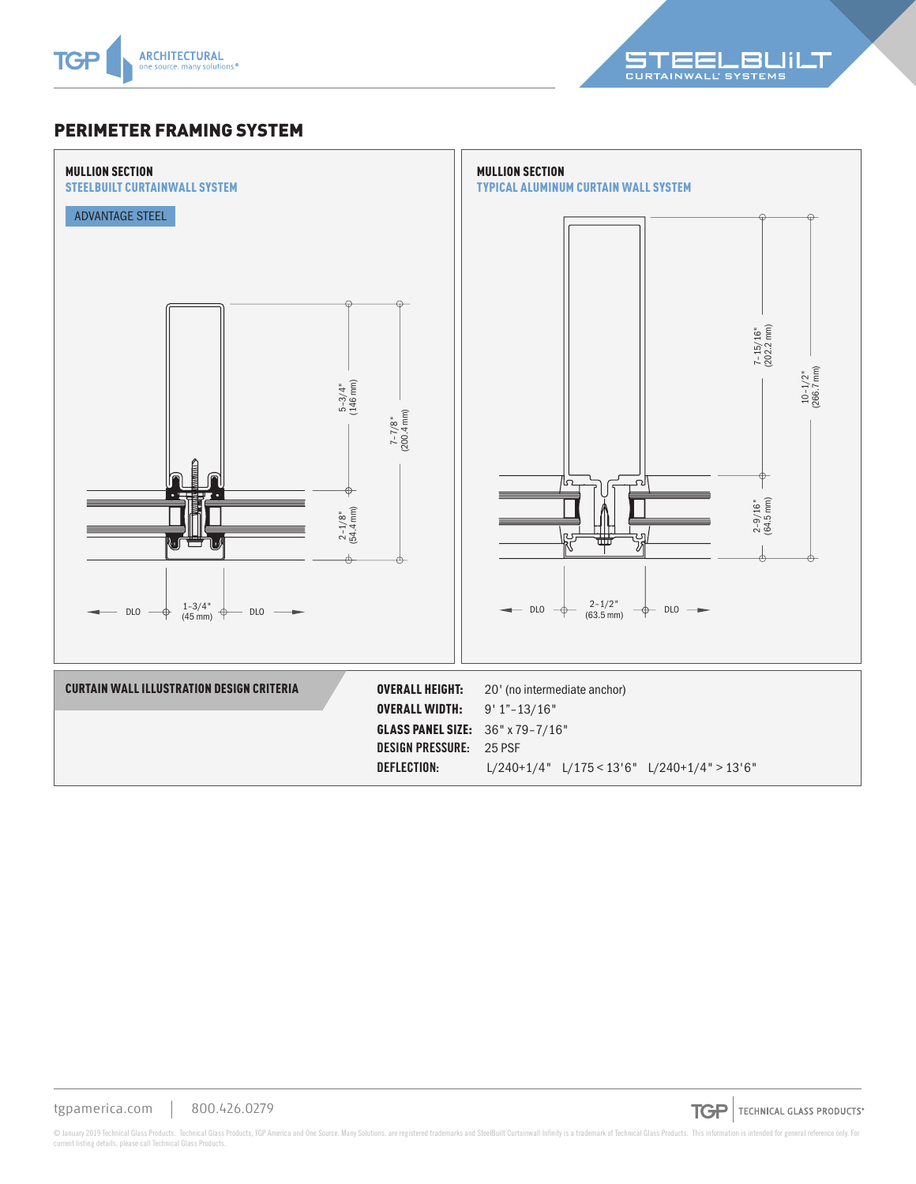## PERIMETER FRAMING SYSTEM

### MULLION SECTION
**STEELBUILT CURTAINWALL SYSTEM**

ADVANTAGE STEEL

5-3/4" (146 mm)
7-7/8" (200.4 mm)
2-1/8" (54.4 mm)
DLO
1-3/4" (45 mm)
DLO

### MULLION SECTION
**TYPICAL ALUMINUM CURTAIN WALL SYSTEM**

7-15/16" (202.2 mm)
10-1/2" (266.7 mm)
2-9/16" (64.5 mm)
DLO
2-1/2" (63.5 mm)
DLO

### CURTAIN WALL ILLUSTRATION DESIGN CRITERIA

| | |
|---|---|
| **OVERALL HEIGHT:** | 20' (no intermediate anchor) |
| **OVERALL WIDTH:** | 9' 1"-13/16" |
| **GLASS PANEL SIZE:** | 36" x 79-7/16" |
| **DESIGN PRESSURE:** | 25 PSF |
| **DEFLECTION:** | L/240+1/4" L/175 < 13'6" L/240+1/4" > 13'6" |

tgpamerica.com | 800.426.0279

© January 2019 Technical Glass Products. Technical Glass Products, TGP America and One Source. Many Solutions. are registered trademarks and SteelBuilt Curtainwall Infinity is a trademark of Technical Glass Products. This information is intended for general reference only. For current listing details, please call Technical Glass Products.